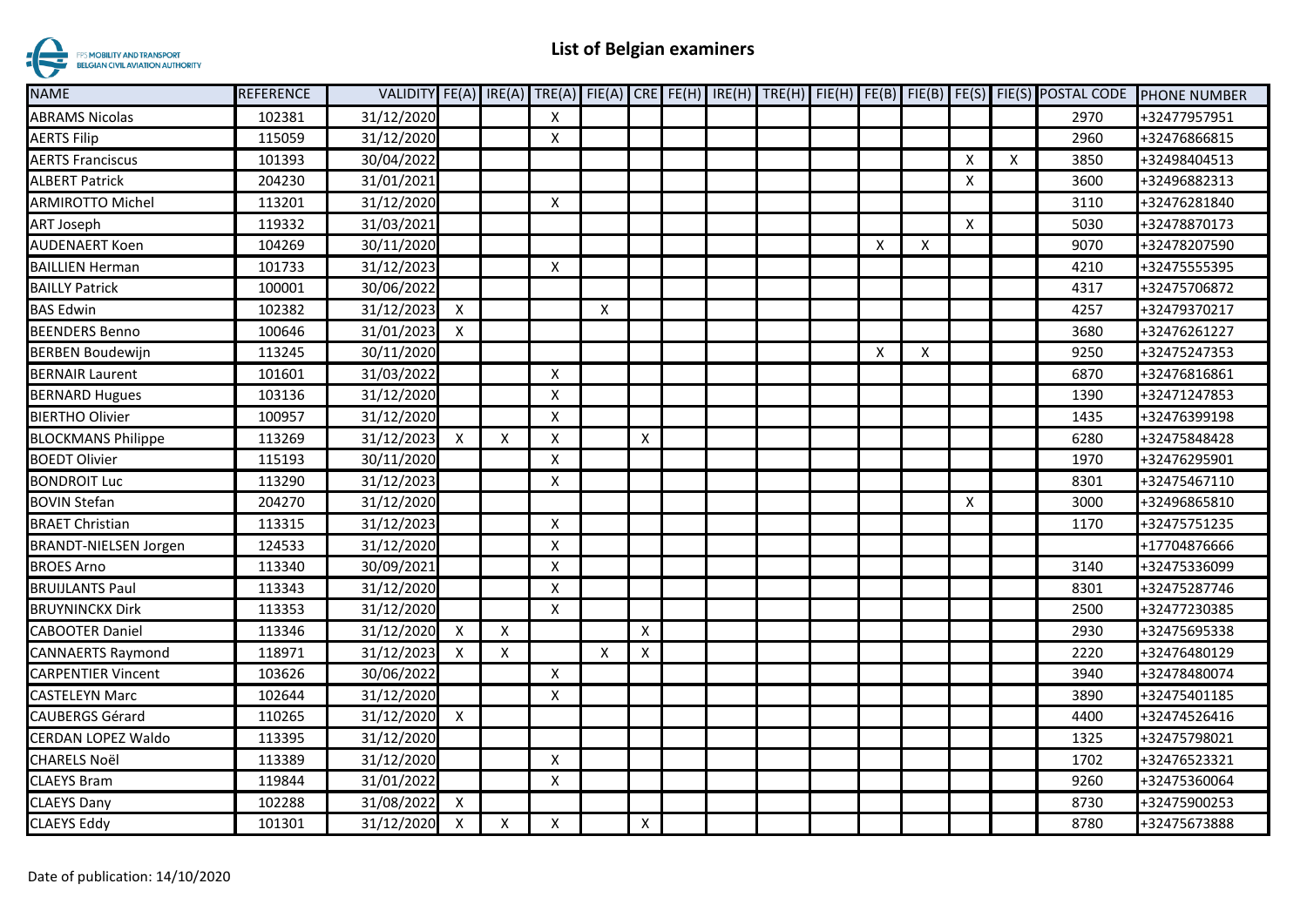# List of Belgian examiners

| NAME | REFERENCE | VALIDITY | FE(A) | IRE(A) | TRE(A) | FIE(A) | CRE | FE(H) | IRE(H) | TRE(H) | FIE(H) | FE(B) | FIE(B) | FE(S) | FIE(S) | POSTAL CODE | PHONE NUMBER |
|---|---|---|---|---|---|---|---|---|---|---|---|---|---|---|---|---|---|
| ABRAMS Nicolas | 102381 | 31/12/2020 | | | X | | | | | | | | | | | 2970 | +32477957951 |
| AERTS Filip | 115059 | 31/12/2020 | | | X | | | | | | | | | | | 2960 | +32476866815 |
| AERTS Franciscus | 101393 | 30/04/2022 | | | | | | | | | | | | X | X | 3850 | +32498404513 |
| ALBERT Patrick | 204230 | 31/01/2021 | | | | | | | | | | | | X | | 3600 | +32496882313 |
| ARMIROTTO Michel | 113201 | 31/12/2020 | | | X | | | | | | | | | | | 3110 | +32476281840 |
| ART Joseph | 119332 | 31/03/2021 | | | | | | | | | | | | X | | 5030 | +32478870173 |
| AUDENAERT Koen | 104269 | 30/11/2020 | | | | | | | | | | X | X | | | 9070 | +32478207590 |
| BAILLIEN Herman | 101733 | 31/12/2023 | | | X | | | | | | | | | | | 4210 | +32475555395 |
| BAILLY Patrick | 100001 | 30/06/2022 | | | | | | | | | | | | | | 4317 | +32475706872 |
| BAS Edwin | 102382 | 31/12/2023 | X | | | X | | | | | | | | | | 4257 | +32479370217 |
| BEENDERS Benno | 100646 | 31/01/2023 | X | | | | | | | | | | | | | 3680 | +32476261227 |
| BERBEN Boudewijn | 113245 | 30/11/2020 | | | | | | | | | | X | X | | | 9250 | +32475247353 |
| BERNAIR Laurent | 101601 | 31/03/2022 | | | X | | | | | | | | | | | 6870 | +32476816861 |
| BERNARD Hugues | 103136 | 31/12/2020 | | | X | | | | | | | | | | | 1390 | +32471247853 |
| BIERTHO Olivier | 100957 | 31/12/2020 | | | X | | | | | | | | | | | 1435 | +32476399198 |
| BLOCKMANS Philippe | 113269 | 31/12/2023 | X | X | X | | X | | | | | | | | | 6280 | +32475848428 |
| BOEDT Olivier | 115193 | 30/11/2020 | | | X | | | | | | | | | | | 1970 | +32476295901 |
| BONDROIT Luc | 113290 | 31/12/2023 | | | X | | | | | | | | | | | 8301 | +32475467110 |
| BOVIN Stefan | 204270 | 31/12/2020 | | | | | | | | | | | | X | | 3000 | +32496865810 |
| BRAET Christian | 113315 | 31/12/2023 | | | X | | | | | | | | | | | 1170 | +32475751235 |
| BRANDT-NIELSEN Jorgen | 124533 | 31/12/2020 | | | X | | | | | | | | | | | | +17704876666 |
| BROES Arno | 113340 | 30/09/2021 | | | X | | | | | | | | | | | 3140 | +32475336099 |
| BRUIJLANTS Paul | 113343 | 31/12/2020 | | | X | | | | | | | | | | | 8301 | +32475287746 |
| BRUYNINCKX Dirk | 113353 | 31/12/2020 | | | X | | | | | | | | | | | 2500 | +32477230385 |
| CABOOTER Daniel | 113346 | 31/12/2020 | X | X | | | X | | | | | | | | | 2930 | +32475695338 |
| CANNAERTS Raymond | 118971 | 31/12/2023 | X | X | | X | X | | | | | | | | | 2220 | +32476480129 |
| CARPENTIER Vincent | 103626 | 30/06/2022 | | | X | | | | | | | | | | | 3940 | +32478480074 |
| CASTELEYN Marc | 102644 | 31/12/2020 | | | X | | | | | | | | | | | 3890 | +32475401185 |
| CAUBERGS Gérard | 110265 | 31/12/2020 | X | | | | | | | | | | | | | 4400 | +32474526416 |
| CERDAN LOPEZ Waldo | 113395 | 31/12/2020 | | | | | | | | | | | | | | 1325 | +32475798021 |
| CHARELS Noël | 113389 | 31/12/2020 | | | X | | | | | | | | | | | 1702 | +32476523321 |
| CLAEYS Bram | 119844 | 31/01/2022 | | | X | | | | | | | | | | | 9260 | +32475360064 |
| CLAEYS Dany | 102288 | 31/08/2022 | X | | | | | | | | | | | | | 8730 | +32475900253 |
| CLAEYS Eddy | 101301 | 31/12/2020 | X | X | X | | X | | | | | | | | | 8780 | +32475673888 |

Date of publication: 14/10/2020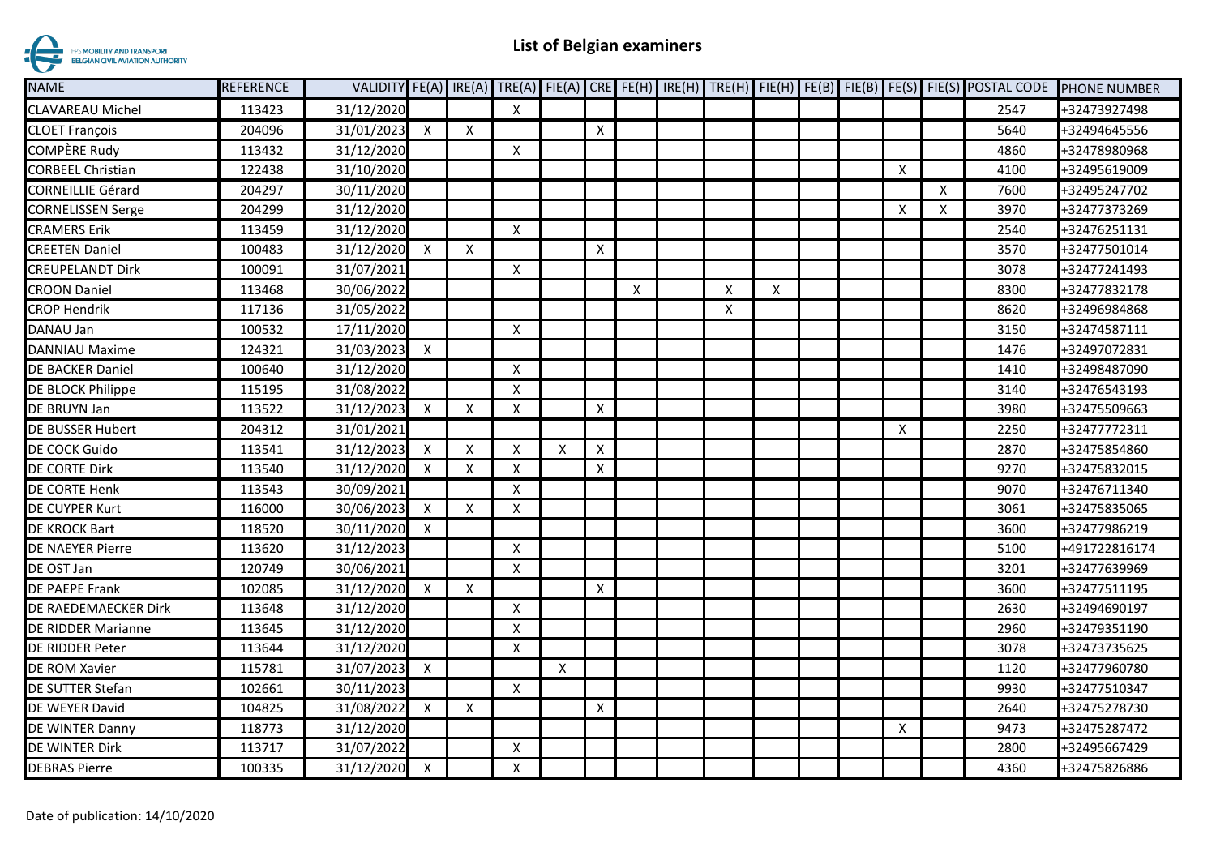# List of Belgian examiners

| NAME | REFERENCE | VALIDITY | FE(A) | IRE(A) | TRE(A) | FIE(A) | CRE | FE(H) | IRE(H) | TRE(H) | FIE(H) | FE(B) | FIE(B) | FE(S) | FIE(S) | POSTAL CODE | PHONE NUMBER |
|---|---|---|---|---|---|---|---|---|---|---|---|---|---|---|---|---|---|
| CLAVAREAU Michel | 113423 | 31/12/2020 | | | X | | | | | | | | | | | 2547 | +32473927498 |
| CLOET François | 204096 | 31/01/2023 | X | X | | | X | | | | | | | | | 5640 | +32494645556 |
| COMPÈRE Rudy | 113432 | 31/12/2020 | | | X | | | | | | | | | | | 4860 | +32478980968 |
| CORBEEL Christian | 122438 | 31/10/2020 | | | | | | | | | | | | X | | 4100 | +32495619009 |
| CORNEILLIE Gérard | 204297 | 30/11/2020 | | | | | | | | | | | | | X | 7600 | +32495247702 |
| CORNELISSEN Serge | 204299 | 31/12/2020 | | | | | | | | | | | | X | X | 3970 | +32477373269 |
| CRAMERS Erik | 113459 | 31/12/2020 | | | X | | | | | | | | | | | 2540 | +32476251131 |
| CREETEN Daniel | 100483 | 31/12/2020 | X | X | | | X | | | | | | | | | 3570 | +32477501014 |
| CREUPELANDT Dirk | 100091 | 31/07/2021 | | | X | | | | | | | | | | | 3078 | +32477241493 |
| CROON Daniel | 113468 | 30/06/2022 | | | | | | X | | X | X | | | | | 8300 | +32477832178 |
| CROP Hendrik | 117136 | 31/05/2022 | | | | | | | | X | | | | | | 8620 | +32496984868 |
| DANAU Jan | 100532 | 17/11/2020 | | | X | | | | | | | | | | | 3150 | +32474587111 |
| DANNIAU Maxime | 124321 | 31/03/2023 | X | | | | | | | | | | | | | 1476 | +32497072831 |
| DE BACKER Daniel | 100640 | 31/12/2020 | | | X | | | | | | | | | | | 1410 | +32498487090 |
| DE BLOCK Philippe | 115195 | 31/08/2022 | | | X | | | | | | | | | | | 3140 | +32476543193 |
| DE BRUYN Jan | 113522 | 31/12/2023 | X | X | X | | X | | | | | | | | | 3980 | +32475509663 |
| DE BUSSER Hubert | 204312 | 31/01/2021 | | | | | | | | | | | | X | | 2250 | +32477772311 |
| DE COCK Guido | 113541 | 31/12/2023 | X | X | X | X | X | | | | | | | | | 2870 | +32475854860 |
| DE CORTE Dirk | 113540 | 31/12/2020 | X | X | X | | X | | | | | | | | | 9270 | +32475832015 |
| DE CORTE Henk | 113543 | 30/09/2021 | | | X | | | | | | | | | | | 9070 | +32476711340 |
| DE CUYPER Kurt | 116000 | 30/06/2023 | X | X | X | | | | | | | | | | | 3061 | +32475835065 |
| DE KROCK Bart | 118520 | 30/11/2020 | X | | | | | | | | | | | | | 3600 | +32477986219 |
| DE NAEYER Pierre | 113620 | 31/12/2023 | | | X | | | | | | | | | | | 5100 | +491722816174 |
| DE OST Jan | 120749 | 30/06/2021 | | | X | | | | | | | | | | | 3201 | +32477639969 |
| DE PAEPE Frank | 102085 | 31/12/2020 | X | X | | | X | | | | | | | | | 3600 | +32477511195 |
| DE RAEDEMAECKER Dirk | 113648 | 31/12/2020 | | | X | | | | | | | | | | | 2630 | +32494690197 |
| DE RIDDER Marianne | 113645 | 31/12/2020 | | | X | | | | | | | | | | | 2960 | +32479351190 |
| DE RIDDER Peter | 113644 | 31/12/2020 | | | X | | | | | | | | | | | 3078 | +32473735625 |
| DE ROM Xavier | 115781 | 31/07/2023 | X | | | X | | | | | | | | | | 1120 | +32477960780 |
| DE SUTTER Stefan | 102661 | 30/11/2023 | | | X | | | | | | | | | | | 9930 | +32477510347 |
| DE WEYER David | 104825 | 31/08/2022 | X | X | | | X | | | | | | | | | 2640 | +32475278730 |
| DE WINTER Danny | 118773 | 31/12/2020 | | | | | | | | | | | | X | | 9473 | +32475287472 |
| DE WINTER Dirk | 113717 | 31/07/2022 | | | X | | | | | | | | | | | 2800 | +32495667429 |
| DEBRAS Pierre | 100335 | 31/12/2020 | X | | X | | | | | | | | | | | 4360 | +32475826886 |

Date of publication: 14/10/2020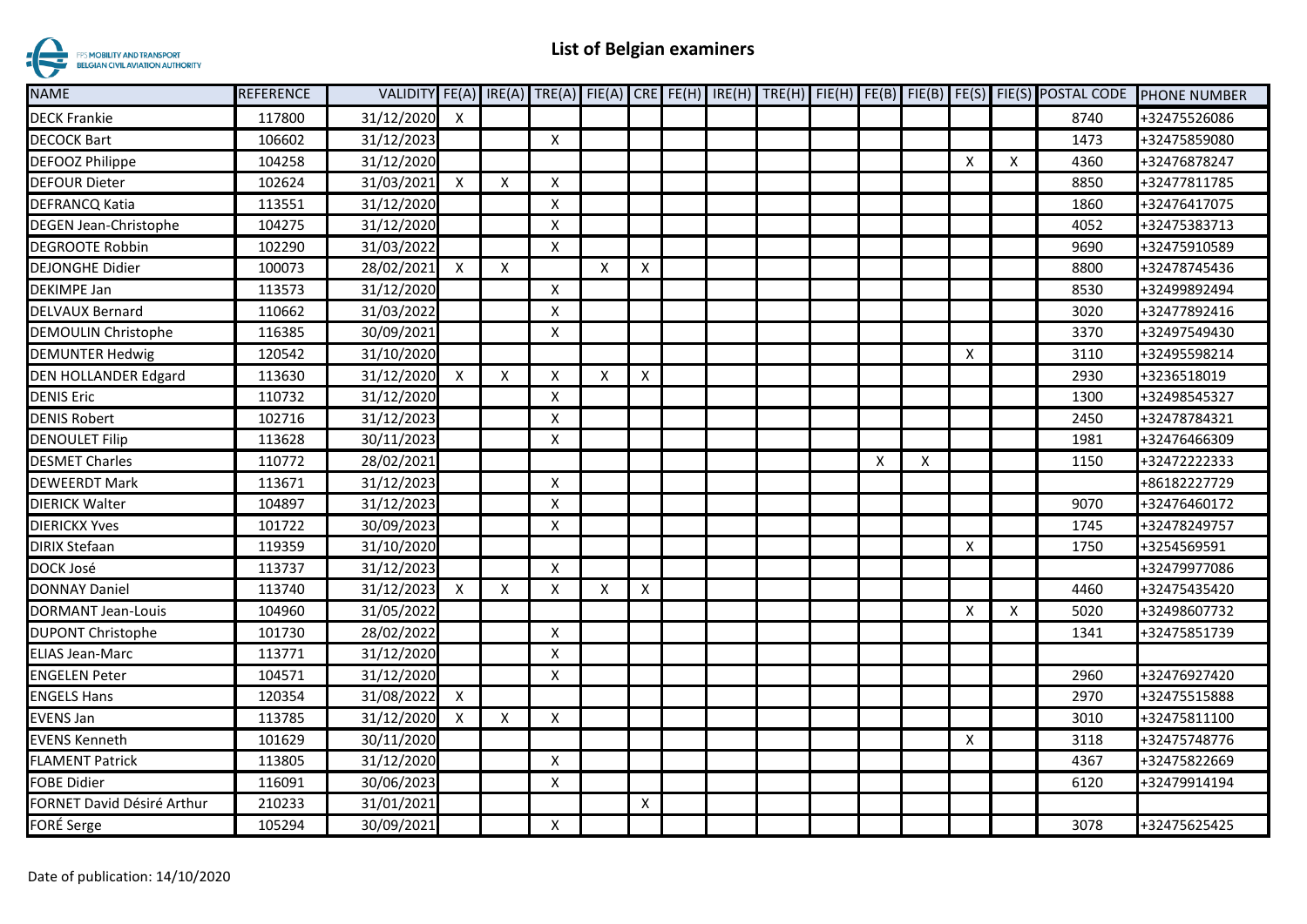# List of Belgian examiners

| NAME | REFERENCE | VALIDITY | FE(A) | IRE(A) | TRE(A) | FIE(A) | CRE | FE(H) | IRE(H) | TRE(H) | FIE(H) | FE(B) | FIE(B) | FE(S) | FIE(S) | POSTAL CODE | PHONE NUMBER |
|---|---|---|---|---|---|---|---|---|---|---|---|---|---|---|---|---|---|
| DECK Frankie | 117800 | 31/12/2020 | X | | | | | | | | | | | | | 8740 | +32475526086 |
| DECOCK Bart | 106602 | 31/12/2023 | | | X | | | | | | | | | | | 1473 | +32475859080 |
| DEFOOZ Philippe | 104258 | 31/12/2020 | | | | | | | | | | | | X | X | 4360 | +32476878247 |
| DEFOUR Dieter | 102624 | 31/03/2021 | X | X | X | | | | | | | | | | | 8850 | +32477811785 |
| DEFRANCQ Katia | 113551 | 31/12/2020 | | | X | | | | | | | | | | | 1860 | +32476417075 |
| DEGEN Jean-Christophe | 104275 | 31/12/2020 | | | X | | | | | | | | | | | 4052 | +32475383713 |
| DEGROOTE Robbin | 102290 | 31/03/2022 | | | X | | | | | | | | | | | 9690 | +32475910589 |
| DEJONGHE Didier | 100073 | 28/02/2021 | X | X | | X | X | | | | | | | | | 8800 | +32478745436 |
| DEKIMPE Jan | 113573 | 31/12/2020 | | | X | | | | | | | | | | | 8530 | +32499892494 |
| DELVAUX Bernard | 110662 | 31/03/2022 | | | X | | | | | | | | | | | 3020 | +32477892416 |
| DEMOULIN Christophe | 116385 | 30/09/2021 | | | X | | | | | | | | | | | 3370 | +32497549430 |
| DEMUNTER Hedwig | 120542 | 31/10/2020 | | | | | | | | | | | | X | | 3110 | +32495598214 |
| DEN HOLLANDER Edgard | 113630 | 31/12/2020 | X | X | X | X | X | | | | | | | | | 2930 | +3236518019 |
| DENIS Eric | 110732 | 31/12/2020 | | | X | | | | | | | | | | | 1300 | +32498545327 |
| DENIS Robert | 102716 | 31/12/2023 | | | X | | | | | | | | | | | 2450 | +32478784321 |
| DENOULET Filip | 113628 | 30/11/2023 | | | X | | | | | | | | | | | 1981 | +32476466309 |
| DESMET Charles | 110772 | 28/02/2021 | | | | | | | | | | X | X | | | 1150 | +32472222333 |
| DEWEERDT Mark | 113671 | 31/12/2023 | | | X | | | | | | | | | | | | +86182227729 |
| DIERICK Walter | 104897 | 31/12/2023 | | | X | | | | | | | | | | | 9070 | +32476460172 |
| DIERICKX Yves | 101722 | 30/09/2023 | | | X | | | | | | | | | | | 1745 | +32478249757 |
| DIRIX Stefaan | 119359 | 31/10/2020 | | | | | | | | | | | | X | | 1750 | +3254569591 |
| DOCK José | 113737 | 31/12/2023 | | | X | | | | | | | | | | | | +32479977086 |
| DONNAY Daniel | 113740 | 31/12/2023 | X | X | X | X | X | | | | | | | | | 4460 | +32475435420 |
| DORMANT Jean-Louis | 104960 | 31/05/2022 | | | | | | | | | | | | X | X | 5020 | +32498607732 |
| DUPONT Christophe | 101730 | 28/02/2022 | | | X | | | | | | | | | | | 1341 | +32475851739 |
| ELIAS Jean-Marc | 113771 | 31/12/2020 | | | X | | | | | | | | | | | | |
| ENGELEN Peter | 104571 | 31/12/2020 | | | X | | | | | | | | | | | 2960 | +32476927420 |
| ENGELS Hans | 120354 | 31/08/2022 | X | | | | | | | | | | | | | 2970 | +32475515888 |
| EVENS Jan | 113785 | 31/12/2020 | X | X | X | | | | | | | | | | | 3010 | +32475811100 |
| EVENS Kenneth | 101629 | 30/11/2020 | | | | | | | | | | | | X | | 3118 | +32475748776 |
| FLAMENT Patrick | 113805 | 31/12/2020 | | | X | | | | | | | | | | | 4367 | +32475822669 |
| FOBE Didier | 116091 | 30/06/2023 | | | X | | | | | | | | | | | 6120 | +32479914194 |
| FORNET David Désiré Arthur | 210233 | 31/01/2021 | | | | | X | | | | | | | | | | |
| FORÉ Serge | 105294 | 30/09/2021 | | | X | | | | | | | | | | | 3078 | +32475625425 |

Date of publication: 14/10/2020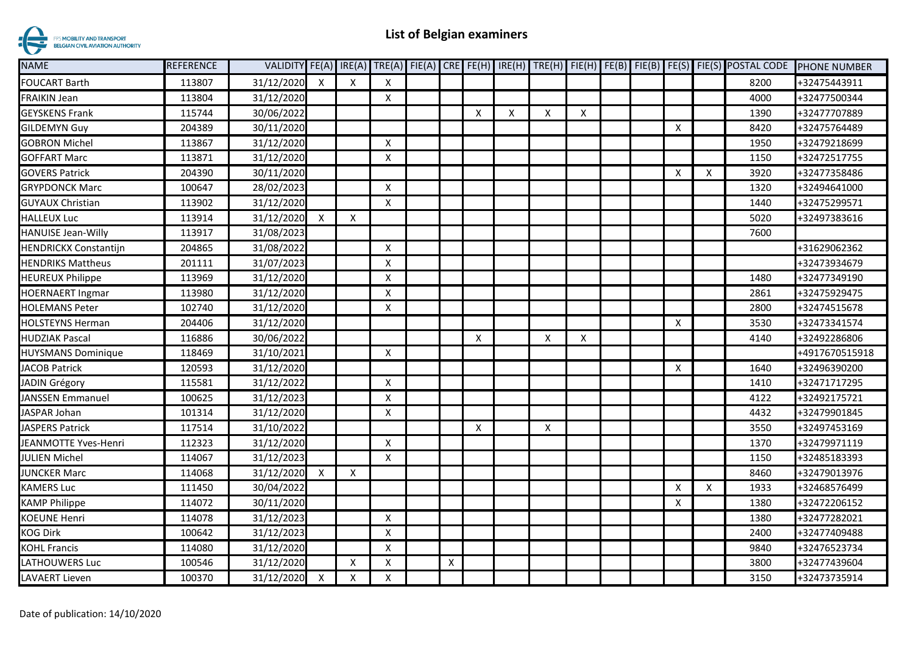# List of Belgian examiners

| NAME | REFERENCE | VALIDITY | FE(A) | IRE(A) | TRE(A) | FIE(A) | CRE | FE(H) | IRE(H) | TRE(H) | FIE(H) | FE(B) | FIE(B) | FE(S) | FIE(S) | POSTAL CODE | PHONE NUMBER |
|---|---|---|---|---|---|---|---|---|---|---|---|---|---|---|---|---|---|
| FOUCART Barth | 113807 | 31/12/2020 | X | X | X | | | | | | | | | | | 8200 | +32475443911 |
| FRAIKIN Jean | 113804 | 31/12/2020 | | | X | | | | | | | | | | | 4000 | +32477500344 |
| GEYSKENS Frank | 115744 | 30/06/2022 | | | | | | X | X | X | X | | | | | 1390 | +32477707889 |
| GILDEMYN Guy | 204389 | 30/11/2020 | | | | | | | | | | | | X | | 8420 | +32475764489 |
| GOBRON Michel | 113867 | 31/12/2020 | | | X | | | | | | | | | | | 1950 | +32479218699 |
| GOFFART Marc | 113871 | 31/12/2020 | | | X | | | | | | | | | | | 1150 | +32472517755 |
| GOVERS Patrick | 204390 | 30/11/2020 | | | | | | | | | | | | X | X | 3920 | +32477358486 |
| GRYPDONCK Marc | 100647 | 28/02/2023 | | | X | | | | | | | | | | | 1320 | +32494641000 |
| GUYAUX Christian | 113902 | 31/12/2020 | | | X | | | | | | | | | | | 1440 | +32475299571 |
| HALLEUX Luc | 113914 | 31/12/2020 | X | X | | | | | | | | | | | | 5020 | +32497383616 |
| HANUISE Jean-Willy | 113917 | 31/08/2023 | | | | | | | | | | | | | | 7600 | |
| HENDRICKX Constantijn | 204865 | 31/08/2022 | | | X | | | | | | | | | | | | +31629062362 |
| HENDRIKS Mattheus | 201111 | 31/07/2023 | | | X | | | | | | | | | | | | +32473934679 |
| HEUREUX Philippe | 113969 | 31/12/2020 | | | X | | | | | | | | | | | 1480 | +32477349190 |
| HOERNAERT Ingmar | 113980 | 31/12/2020 | | | X | | | | | | | | | | | 2861 | +32475929475 |
| HOLEMANS Peter | 102740 | 31/12/2020 | | | X | | | | | | | | | | | 2800 | +32474515678 |
| HOLSTEYNS Herman | 204406 | 31/12/2020 | | | | | | | | | | | | X | | 3530 | +32473341574 |
| HUDZIAK Pascal | 116886 | 30/06/2022 | | | | | | X | | X | X | | | | | 4140 | +32492286806 |
| HUYSMANS Dominique | 118469 | 31/10/2021 | | | X | | | | | | | | | | | | +4917670515918 |
| JACOB Patrick | 120593 | 31/12/2020 | | | | | | | | | | | | X | | 1640 | +32496390200 |
| JADIN Grégory | 115581 | 31/12/2022 | | | X | | | | | | | | | | | 1410 | +32471717295 |
| JANSSEN Emmanuel | 100625 | 31/12/2023 | | | X | | | | | | | | | | | 4122 | +32492175721 |
| JASPAR Johan | 101314 | 31/12/2020 | | | X | | | | | | | | | | | 4432 | +32479901845 |
| JASPERS Patrick | 117514 | 31/10/2022 | | | | | | X | | X | | | | | | 3550 | +32497453169 |
| JEANMOTTE Yves-Henri | 112323 | 31/12/2020 | | | X | | | | | | | | | | | 1370 | +32479971119 |
| JULIEN Michel | 114067 | 31/12/2023 | | | X | | | | | | | | | | | 1150 | +32485183393 |
| JUNCKER Marc | 114068 | 31/12/2020 | X | X | | | | | | | | | | | | 8460 | +32479013976 |
| KAMERS Luc | 111450 | 30/04/2022 | | | | | | | | | | | | X | X | 1933 | +32468576499 |
| KAMP Philippe | 114072 | 30/11/2020 | | | | | | | | | | | | X | | 1380 | +32472206152 |
| KOEUNE Henri | 114078 | 31/12/2023 | | | X | | | | | | | | | | | 1380 | +32477282021 |
| KOG Dirk | 100642 | 31/12/2023 | | | X | | | | | | | | | | | 2400 | +32477409488 |
| KOHL Francis | 114080 | 31/12/2020 | | | X | | | | | | | | | | | 9840 | +32476523734 |
| LATHOUWERS Luc | 100546 | 31/12/2020 | | X | X | | X | | | | | | | | | 3800 | +32477439604 |
| LAVAERT Lieven | 100370 | 31/12/2020 | X | X | X | | | | | | | | | | | 3150 | +32473735914 |

Date of publication: 14/10/2020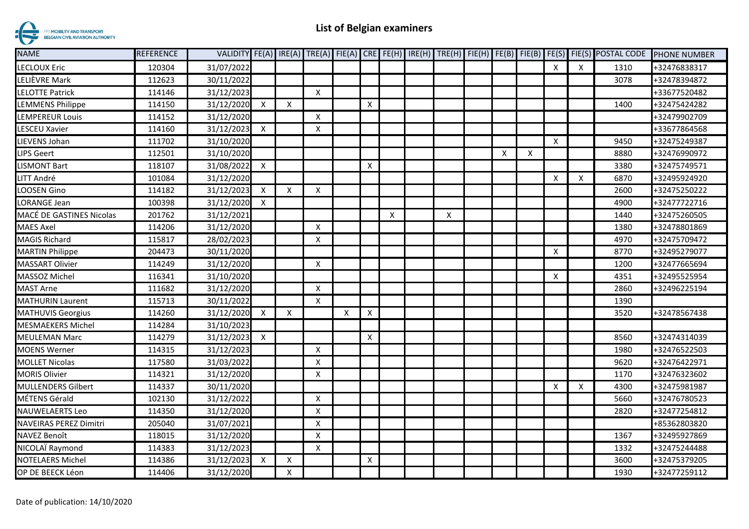# List of Belgian examiners

| NAME | REFERENCE | VALIDITY | FE(A) | IRE(A) | TRE(A) | FIE(A) | CRE | FE(H) | IRE(H) | TRE(H) | FIE(H) | FE(B) | FIE(B) | FE(S) | FIE(S) | POSTAL CODE | PHONE NUMBER |
|---|---|---|---|---|---|---|---|---|---|---|---|---|---|---|---|---|---|
| LECLOUX Eric | 120304 | 31/07/2022 | | | | | | | | | | | | X | X | 1310 | +32476838317 |
| LELIÈVRE Mark | 112623 | 30/11/2022 | | | | | | | | | | | | | | 3078 | +32478394872 |
| LELOTTE Patrick | 114146 | 31/12/2023 | | | X | | | | | | | | | | | | +33677520482 |
| LEMMENS Philippe | 114150 | 31/12/2020 | X | X | | | X | | | | | | | | | 1400 | +32475424282 |
| LEMPEREUR Louis | 114152 | 31/12/2020 | | | X | | | | | | | | | | | | +32479902709 |
| LESCEU Xavier | 114160 | 31/12/2023 | X | | X | | | | | | | | | | | | +33677864568 |
| LIEVENS Johan | 111702 | 31/10/2020 | | | | | | | | | | | | X | | 9450 | +32475249387 |
| LIPS Geert | 112501 | 31/10/2020 | | | | | | | | | | X | X | | | 8880 | +32476990972 |
| LISMONT Bart | 118107 | 31/08/2022 | X | | | | X | | | | | | | | | 3380 | +32475749571 |
| LITT André | 101084 | 31/12/2020 | | | | | | | | | | | | X | X | 6870 | +32495924920 |
| LOOSEN Gino | 114182 | 31/12/2023 | X | X | X | | | | | | | | | | | 2600 | +32475250222 |
| LORANGE Jean | 100398 | 31/12/2020 | X | | | | | | | | | | | | | 4900 | +32477722716 |
| MACÉ DE GASTINES Nicolas | 201762 | 31/12/2021 | | | | | | X | | X | | | | | | 1440 | +32475260505 |
| MAES Axel | 114206 | 31/12/2020 | | | X | | | | | | | | | | | 1380 | +32478801869 |
| MAGIS Richard | 115817 | 28/02/2023 | | | X | | | | | | | | | | | 4970 | +32475709472 |
| MARTIN Philippe | 204473 | 30/11/2020 | | | | | | | | | | | | X | | 8770 | +32495279077 |
| MASSART Olivier | 114249 | 31/12/2020 | | | X | | | | | | | | | | | 1200 | +32477665694 |
| MASSOZ Michel | 116341 | 31/10/2020 | | | | | | | | | | | | X | | 4351 | +32495525954 |
| MAST Arne | 111682 | 31/12/2020 | | | X | | | | | | | | | | | 2860 | +32496225194 |
| MATHURIN Laurent | 115713 | 30/11/2022 | | | X | | | | | | | | | | | 1390 | |
| MATHUVIS Georgius | 114260 | 31/12/2020 | X | X | | X | X | | | | | | | | | 3520 | +32478567438 |
| MESMAEKERS Michel | 114284 | 31/10/2023 | | | | | | | | | | | | | | | |
| MEULEMAN Marc | 114279 | 31/12/2023 | X | | | | X | | | | | | | | | 8560 | +32474314039 |
| MOENS Werner | 114315 | 31/12/2023 | | | X | | | | | | | | | | | 1980 | +32476522503 |
| MOLLET Nicolas | 117580 | 31/03/2022 | | | X | | | | | | | | | | | 9620 | +32476422971 |
| MORIS Olivier | 114321 | 31/12/2020 | | | X | | | | | | | | | | | 1170 | +32476323602 |
| MULLENDERS Gilbert | 114337 | 30/11/2020 | | | | | | | | | | | | X | X | 4300 | +32475981987 |
| MÉTENS Gérald | 102130 | 31/12/2022 | | | X | | | | | | | | | | | 5660 | +32476780523 |
| NAUWELAERTS Leo | 114350 | 31/12/2020 | | | X | | | | | | | | | | | 2820 | +32477254812 |
| NAVEIRAS PEREZ Dimitri | 205040 | 31/07/2021 | | | X | | | | | | | | | | | | +85362803820 |
| NAVEZ Benoît | 118015 | 31/12/2020 | | | X | | | | | | | | | | | 1367 | +32495927869 |
| NICOLAÏ Raymond | 114383 | 31/12/2023 | | | X | | | | | | | | | | | 1332 | +32475244488 |
| NOTELAERS Michel | 114386 | 31/12/2023 | X | X | | | X | | | | | | | | | 3600 | +32475379205 |
| OP DE BEECK Léon | 114406 | 31/12/2020 | | X | | | | | | | | | | | | 1930 | +32477259112 |

Date of publication: 14/10/2020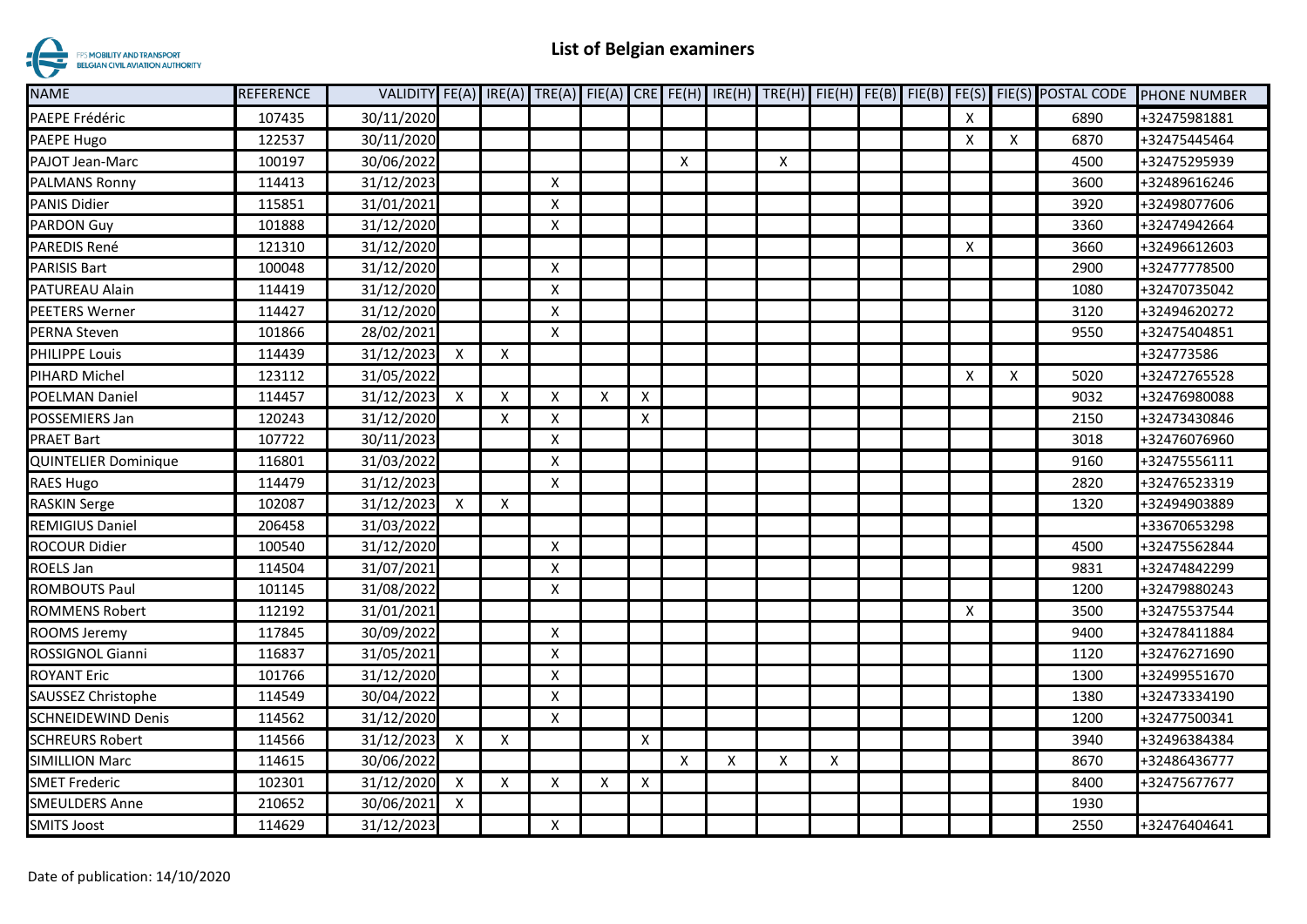# List of Belgian examiners

| NAME | REFERENCE | VALIDITY | FE(A) | IRE(A) | TRE(A) | FIE(A) | CRE | FE(H) | IRE(H) | TRE(H) | FIE(H) | FE(B) | FIE(B) | FE(S) | FIE(S) | POSTAL CODE | PHONE NUMBER |
|---|---|---|---|---|---|---|---|---|---|---|---|---|---|---|---|---|---|
| PAEPE Frédéric | 107435 | 30/11/2020 | | | | | | | | | | | | X | | 6890 | +32475981881 |
| PAEPE Hugo | 122537 | 30/11/2020 | | | | | | | | | | | | X | X | 6870 | +32475445464 |
| PAJOT Jean-Marc | 100197 | 30/06/2022 | | | | | | X | | X | | | | | | 4500 | +32475295939 |
| PALMANS Ronny | 114413 | 31/12/2023 | | | X | | | | | | | | | | | 3600 | +32489616246 |
| PANIS Didier | 115851 | 31/01/2021 | | | X | | | | | | | | | | | 3920 | +32498077606 |
| PARDON Guy | 101888 | 31/12/2020 | | | X | | | | | | | | | | | 3360 | +32474942664 |
| PAREDIS René | 121310 | 31/12/2020 | | | | | | | | | | | | X | | 3660 | +32496612603 |
| PARISIS Bart | 100048 | 31/12/2020 | | | X | | | | | | | | | | | 2900 | +32477778500 |
| PATUREAU Alain | 114419 | 31/12/2020 | | | X | | | | | | | | | | | 1080 | +32470735042 |
| PEETERS Werner | 114427 | 31/12/2020 | | | X | | | | | | | | | | | 3120 | +32494620272 |
| PERNA Steven | 101866 | 28/02/2021 | | | X | | | | | | | | | | | 9550 | +32475404851 |
| PHILIPPE Louis | 114439 | 31/12/2023 | X | X | | | | | | | | | | | | | +324773586 |
| PIHARD Michel | 123112 | 31/05/2022 | | | | | | | | | | | | X | X | 5020 | +32472765528 |
| POELMAN Daniel | 114457 | 31/12/2023 | X | X | X | X | X | | | | | | | | | 9032 | +32476980088 |
| POSSEMIERS Jan | 120243 | 31/12/2020 | | X | X | | X | | | | | | | | | 2150 | +32473430846 |
| PRAET Bart | 107722 | 30/11/2023 | | | X | | | | | | | | | | | 3018 | +32476076960 |
| QUINTELIER Dominique | 116801 | 31/03/2022 | | | X | | | | | | | | | | | 9160 | +32475556111 |
| RAES Hugo | 114479 | 31/12/2023 | | | X | | | | | | | | | | | 2820 | +32476523319 |
| RASKIN Serge | 102087 | 31/12/2023 | X | X | | | | | | | | | | | | 1320 | +32494903889 |
| REMIGIUS Daniel | 206458 | 31/03/2022 | | | | | | | | | | | | | | | +33670653298 |
| ROCOUR Didier | 100540 | 31/12/2020 | | | X | | | | | | | | | | | 4500 | +32475562844 |
| ROELS Jan | 114504 | 31/07/2021 | | | X | | | | | | | | | | | 9831 | +32474842299 |
| ROMBOUTS Paul | 101145 | 31/08/2022 | | | X | | | | | | | | | | | 1200 | +32479880243 |
| ROMMENS Robert | 112192 | 31/01/2021 | | | | | | | | | | | | X | | 3500 | +32475537544 |
| ROOMS Jeremy | 117845 | 30/09/2022 | | | X | | | | | | | | | | | 9400 | +32478411884 |
| ROSSIGNOL Gianni | 116837 | 31/05/2021 | | | X | | | | | | | | | | | 1120 | +32476271690 |
| ROYANT Eric | 101766 | 31/12/2020 | | | X | | | | | | | | | | | 1300 | +32499551670 |
| SAUSSEZ Christophe | 114549 | 30/04/2022 | | | X | | | | | | | | | | | 1380 | +32473334190 |
| SCHNEIDEWIND Denis | 114562 | 31/12/2020 | | | X | | | | | | | | | | | 1200 | +32477500341 |
| SCHREURS Robert | 114566 | 31/12/2023 | X | X | | | X | | | | | | | | | 3940 | +32496384384 |
| SIMILLION Marc | 114615 | 30/06/2022 | | | | | | X | X | X | X | | | | | 8670 | +32486436777 |
| SMET Frederic | 102301 | 31/12/2020 | X | X | X | X | X | | | | | | | | | 8400 | +32475677677 |
| SMEULDERS Anne | 210652 | 30/06/2021 | X | | | | | | | | | | | | | 1930 | |
| SMITS Joost | 114629 | 31/12/2023 | | | X | | | | | | | | | | | 2550 | +32476404641 |

Date of publication: 14/10/2020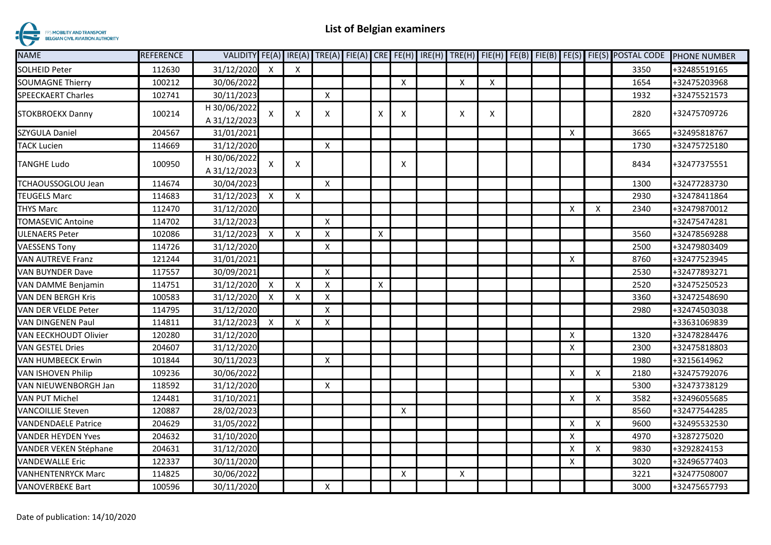# List of Belgian examiners

| NAME | REFERENCE | VALIDITY | FE(A) | IRE(A) | TRE(A) | FIE(A) | CRE | FE(H) | IRE(H) | TRE(H) | FIE(H) | FE(B) | FIE(B) | FE(S) | FIE(S) | POSTAL CODE | PHONE NUMBER |
|---|---|---|---|---|---|---|---|---|---|---|---|---|---|---|---|---|---|
| SOLHEID Peter | 112630 | 31/12/2020 | X | X | | | | | | | | | | | | 3350 | +32485519165 |
| SOUMAGNE Thierry | 100212 | 30/06/2022 | | | | | | X | | X | X | | | | | 1654 | +32475203968 |
| SPEECKAERT Charles | 102741 | 30/11/2023 | | | X | | | | | | | | | | | 1932 | +32475521573 |
| STOKBROEKX Danny | 100214 | H 30/06/2022<br>A 31/12/2023 | X | X | X | | X | X | | X | X | | | | | 2820 | +32475709726 |
| SZYGULA Daniel | 204567 | 31/01/2021 | | | | | | | | | | | | X | | 3665 | +32495818767 |
| TACK Lucien | 114669 | 31/12/2020 | | | X | | | | | | | | | | | 1730 | +32475725180 |
| TANGHE Ludo | 100950 | H 30/06/2022<br>A 31/12/2023 | X | X | | | | X | | | | | | | | 8434 | +32477375551 |
| TCHAOUSSOGLOU Jean | 114674 | 30/04/2023 | | | X | | | | | | | | | | | 1300 | +32477283730 |
| TEUGELS Marc | 114683 | 31/12/2023 | X | X | | | | | | | | | | | | 2930 | +32478411864 |
| THYS Marc | 112470 | 31/12/2020 | | | | | | | | | | | | X | X | 2340 | +32479870012 |
| TOMASEVIC Antoine | 114702 | 31/12/2023 | | | X | | | | | | | | | | | | +32475474281 |
| ULENAERS Peter | 102086 | 31/12/2023 | X | X | X | | X | | | | | | | | | 3560 | +32478569288 |
| VAESSENS Tony | 114726 | 31/12/2020 | | | X | | | | | | | | | | | 2500 | +32479803409 |
| VAN AUTREVE Franz | 121244 | 31/01/2021 | | | | | | | | | | | | X | | 8760 | +32477523945 |
| VAN BUYNDER Dave | 117557 | 30/09/2021 | | | X | | | | | | | | | | | 2530 | +32477893271 |
| VAN DAMME Benjamin | 114751 | 31/12/2020 | X | X | X | | X | | | | | | | | | 2520 | +32475250523 |
| VAN DEN BERGH Kris | 100583 | 31/12/2020 | X | X | X | | | | | | | | | | | 3360 | +32472548690 |
| VAN DER VELDE Peter | 114795 | 31/12/2020 | | | X | | | | | | | | | | | 2980 | +32474503038 |
| VAN DINGENEN Paul | 114811 | 31/12/2023 | X | X | X | | | | | | | | | | | | +33631069839 |
| VAN EECKHOUDT Olivier | 120280 | 31/12/2020 | | | | | | | | | | | | X | | 1320 | +32478284476 |
| VAN GESTEL Dries | 204607 | 31/12/2020 | | | | | | | | | | | | X | | 2300 | +32475818803 |
| VAN HUMBEECK Erwin | 101844 | 30/11/2023 | | | X | | | | | | | | | | | 1980 | +3215614962 |
| VAN ISHOVEN Philip | 109236 | 30/06/2022 | | | | | | | | | | | | X | X | 2180 | +32475792076 |
| VAN NIEUWENBORGH Jan | 118592 | 31/12/2020 | | | X | | | | | | | | | | | 5300 | +32473738129 |
| VAN PUT Michel | 124481 | 31/10/2021 | | | | | | | | | | | | X | X | 3582 | +32496055685 |
| VANCOILLIE Steven | 120887 | 28/02/2023 | | | | | | X | | | | | | | | 8560 | +32477544285 |
| VANDENDAELE Patrice | 204629 | 31/05/2022 | | | | | | | | | | | | X | X | 9600 | +32495532530 |
| VANDER HEYDEN Yves | 204632 | 31/10/2020 | | | | | | | | | | | | X | | 4970 | +3287275020 |
| VANDER VEKEN Stéphane | 204631 | 31/12/2020 | | | | | | | | | | | | X | X | 9830 | +3292824153 |
| VANDEWALLE Eric | 122337 | 30/11/2020 | | | | | | | | | | | | X | | 3020 | +32496577403 |
| VANHENTENRYCK Marc | 114825 | 30/06/2022 | | | | | | X | | X | | | | | | 3221 | +32477508007 |
| VANOVERBEKE Bart | 100596 | 30/11/2020 | | | X | | | | | | | | | | | 3000 | +32475657793 |

Date of publication: 14/10/2020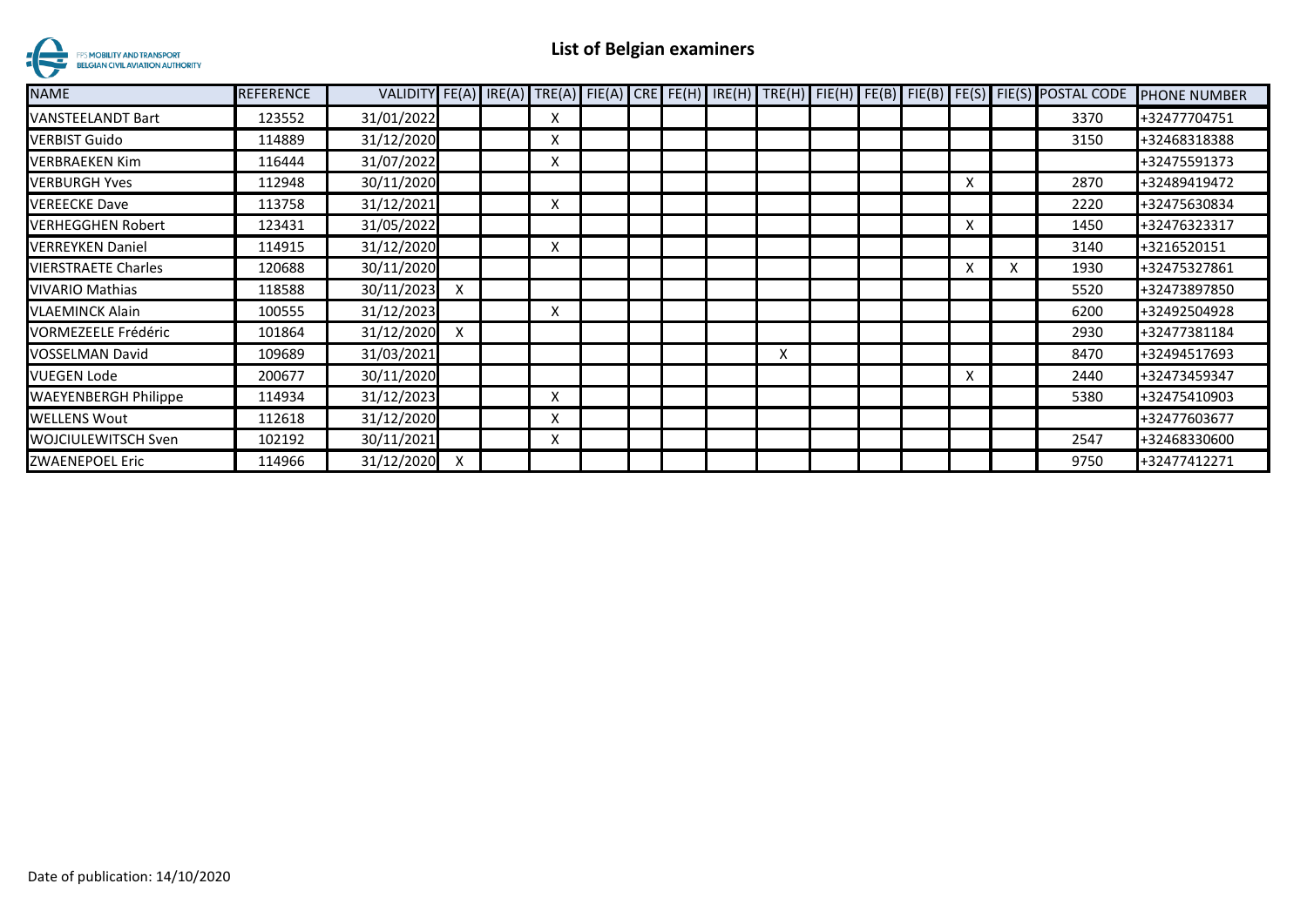# List of Belgian examiners

| NAME | REFERENCE | VALIDITY | FE(A) | IRE(A) | TRE(A) | FIE(A) | CRE | FE(H) | IRE(H) | TRE(H) | FIE(H) | FE(B) | FIE(B) | FE(S) | FIE(S) | POSTAL CODE | PHONE NUMBER |
|---|---|---|---|---|---|---|---|---|---|---|---|---|---|---|---|---|---|
| VANSTEELANDT Bart | 123552 | 31/01/2022 | | | X | | | | | | | | | | | 3370 | +32477704751 |
| VERBIST Guido | 114889 | 31/12/2020 | | | X | | | | | | | | | | | 3150 | +32468318388 |
| VERBRAEKEN Kim | 116444 | 31/07/2022 | | | X | | | | | | | | | | | | +32475591373 |
| VERBURGH Yves | 112948 | 30/11/2020 | | | | | | | | | | | | X | | 2870 | +32489419472 |
| VEREECKE Dave | 113758 | 31/12/2021 | | | X | | | | | | | | | | | 2220 | +32475630834 |
| VERHEGGHEN Robert | 123431 | 31/05/2022 | | | | | | | | | | | | X | | 1450 | +32476323317 |
| VERREYKEN Daniel | 114915 | 31/12/2020 | | | X | | | | | | | | | | | 3140 | +3216520151 |
| VIERSTRAETE Charles | 120688 | 30/11/2020 | | | | | | | | | | | | X | X | 1930 | +32475327861 |
| VIVARIO Mathias | 118588 | 30/11/2023 | X | | | | | | | | | | | | | 5520 | +32473897850 |
| VLAEMINCK Alain | 100555 | 31/12/2023 | | | X | | | | | | | | | | | 6200 | +32492504928 |
| VORMEZEELE Frédéric | 101864 | 31/12/2020 | X | | | | | | | | | | | | | 2930 | +32477381184 |
| VOSSELMAN David | 109689 | 31/03/2021 | | | | | | | | X | | | | | | 8470 | +32494517693 |
| VUEGEN Lode | 200677 | 30/11/2020 | | | | | | | | | | | | X | | 2440 | +32473459347 |
| WAEYENBERGH Philippe | 114934 | 31/12/2023 | | | X | | | | | | | | | | | 5380 | +32475410903 |
| WELLENS Wout | 112618 | 31/12/2020 | | | X | | | | | | | | | | | | +32477603677 |
| WOJCIULEWITSCH Sven | 102192 | 30/11/2021 | | | X | | | | | | | | | | | 2547 | +32468330600 |
| ZWAENEPOEL Eric | 114966 | 31/12/2020 | X | | | | | | | | | | | | | 9750 | +32477412271 |

Date of publication: 14/10/2020